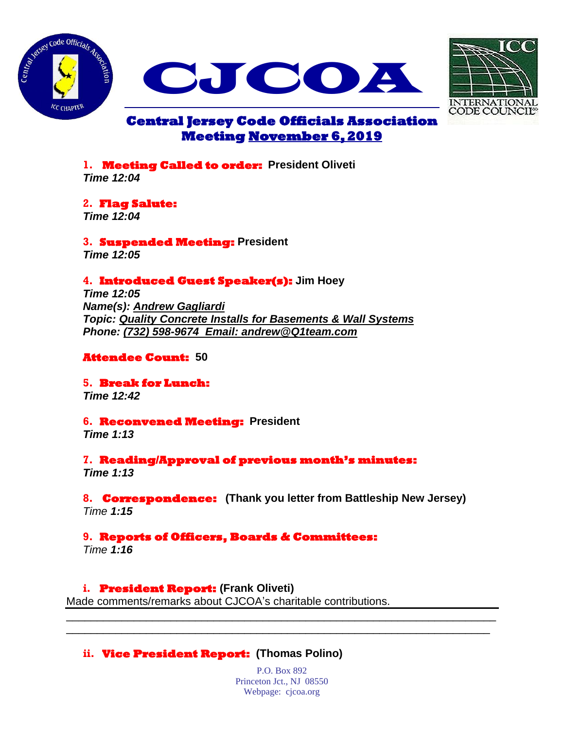# CJCOA

## Central Jersey Code Officials Association
## Meeting November 6, 2019

1. **Meeting Called to order:** **President Oliveti**
   ***Time 12:04***

2. **Flag Salute:**
   ***Time 12:04***

3. **Suspended Meeting:** **President**
   ***Time 12:05***

4. **Introduced Guest Speaker(s):** **Jim Hoey**
   ***Time 12:05***
   ***Name(s): Andrew Gagliardi***
   ***Topic: Quality Concrete Installs for Basements & Wall Systems***
   ***Phone: (732) 598-9674 Email: andrew@Q1team.com***

**Attendee Count:** **50**

5. **Break for Lunch:**
   ***Time 12:42***

6. **Reconvened Meeting:** **President**
   ***Time 1:13***

7. **Reading/Approval of previous month's minutes:**
   ***Time 1:13***

8. **Correspondence:** **(Thank you letter from Battleship New Jersey)**
   *Time* ***1:15***

9. **Reports of Officers, Boards & Committees:**
   *Time* ***1:16***

   i. **President Report:** **(Frank Oliveti)**

Made comments/remarks about CJCOA's charitable contributions.

   ii. **Vice President Report:** **(Thomas Polino)**

P.O. Box 892
Princeton Jct., NJ 08550
Webpage: cjcoa.org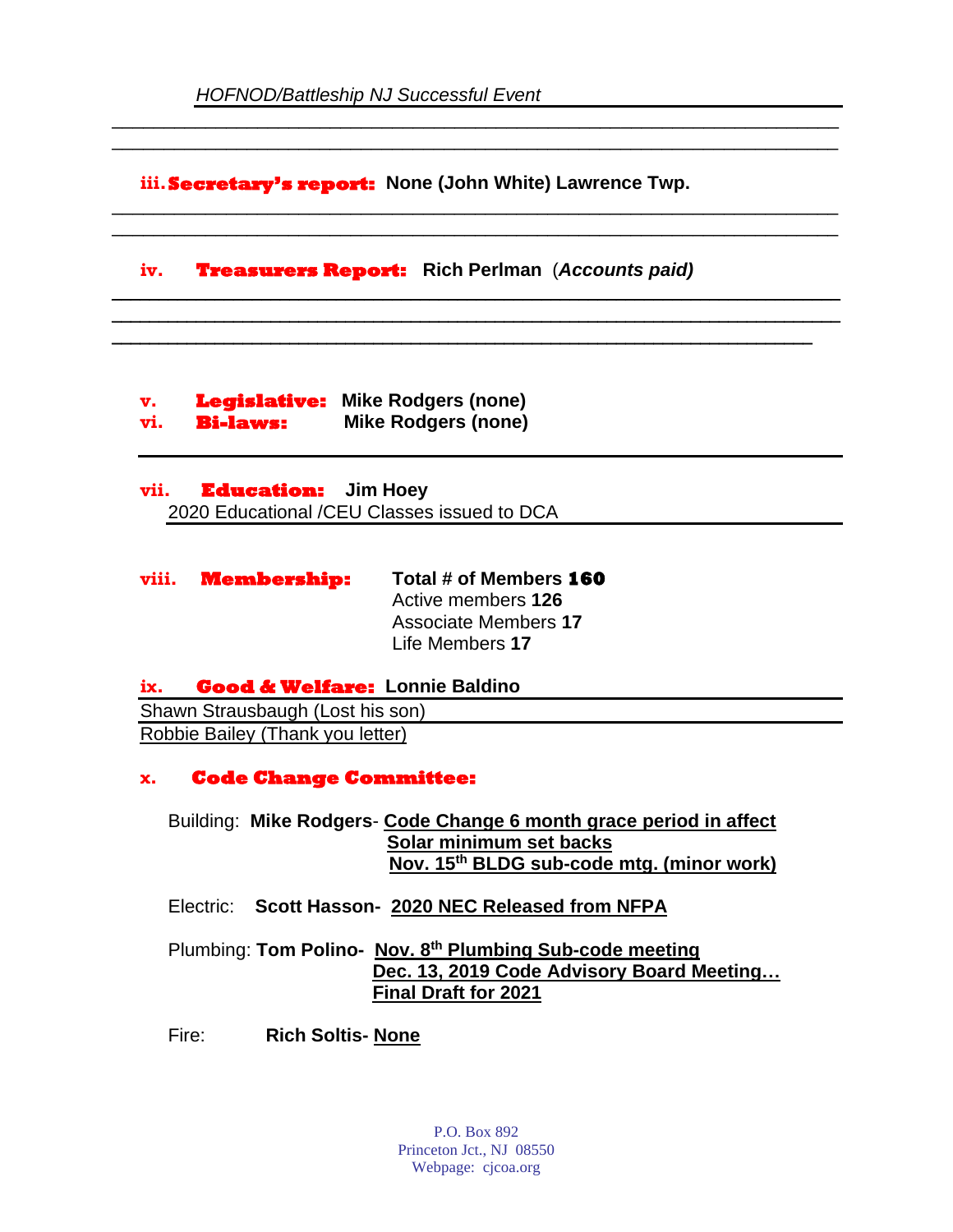*HOFNOD/Battleship NJ Successful Event*

**iii. Secretary's report:** **None (John White) Lawrence Twp.**

**iv. Treasurers Report:** **Rich Perlman** (***Accounts paid)***

**v. Legislative:** **Mike Rodgers (none)**
**vi. Bi-laws:** **Mike Rodgers (none)**

**vii. Education:** **Jim Hoey**
2020 Educational /CEU Classes issued to DCA

**viii. Membership:** **Total # of Members 160**
Active members **126**
Associate Members **17**
Life Members **17**

**ix. Good & Welfare:** **Lonnie Baldino**
Shawn Strausbaugh (Lost his son)
Robbie Bailey (Thank you letter)

**x. Code Change Committee:**

Building: **Mike Rodgers**- **Code Change 6 month grace period in affect**
**Solar minimum set backs**
**Nov. 15th BLDG sub-code mtg. (minor work)**

Electric: **Scott Hasson- 2020 NEC Released from NFPA**

Plumbing: **Tom Polino- Nov. 8th Plumbing Sub-code meeting**
**Dec. 13, 2019 Code Advisory Board Meeting…**
**Final Draft for 2021**

Fire: **Rich Soltis- None**

P.O. Box 892
Princeton Jct., NJ 08550
Webpage: cjcoa.org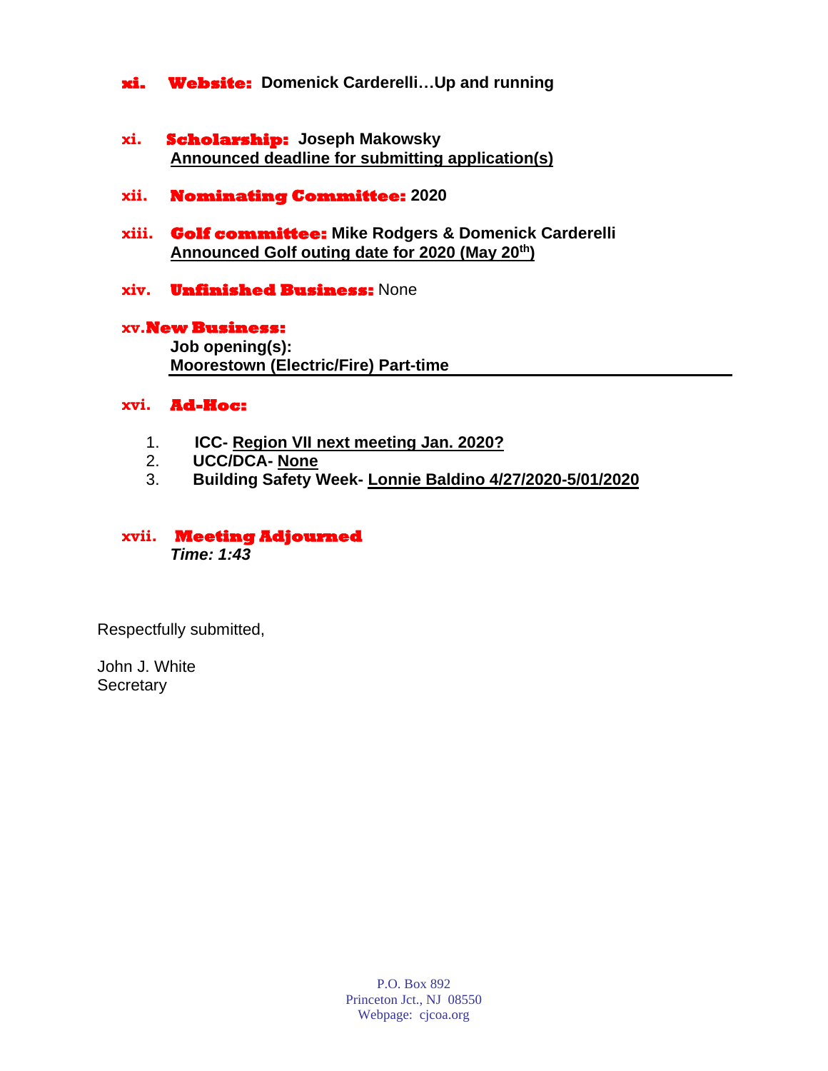**xi. Website:** **Domenick Carderelli…Up and running**

**xi. Scholarship:** **Joseph Makowsky**
**Announced deadline for submitting application(s)**

**xii. Nominating Committee:** **2020**

**xiii. Golf committee:** **Mike Rodgers & Domenick Carderelli**
**Announced Golf outing date for 2020 (May 20th)**

**xiv. Unfinished Business:** None

**xv. New Business:**
**Job opening(s):**
**Moorestown (Electric/Fire) Part-time**

**xvi. Ad-Hoc:**

1. **ICC- Region VII next meeting Jan. 2020?**
2. **UCC/DCA- None**
3. **Building Safety Week- Lonnie Baldino 4/27/2020-5/01/2020**

**xvii. Meeting Adjourned**
***Time: 1:43***

Respectfully submitted,

John J. White
Secretary

P.O. Box 892
Princeton Jct., NJ 08550
Webpage: cjcoa.org